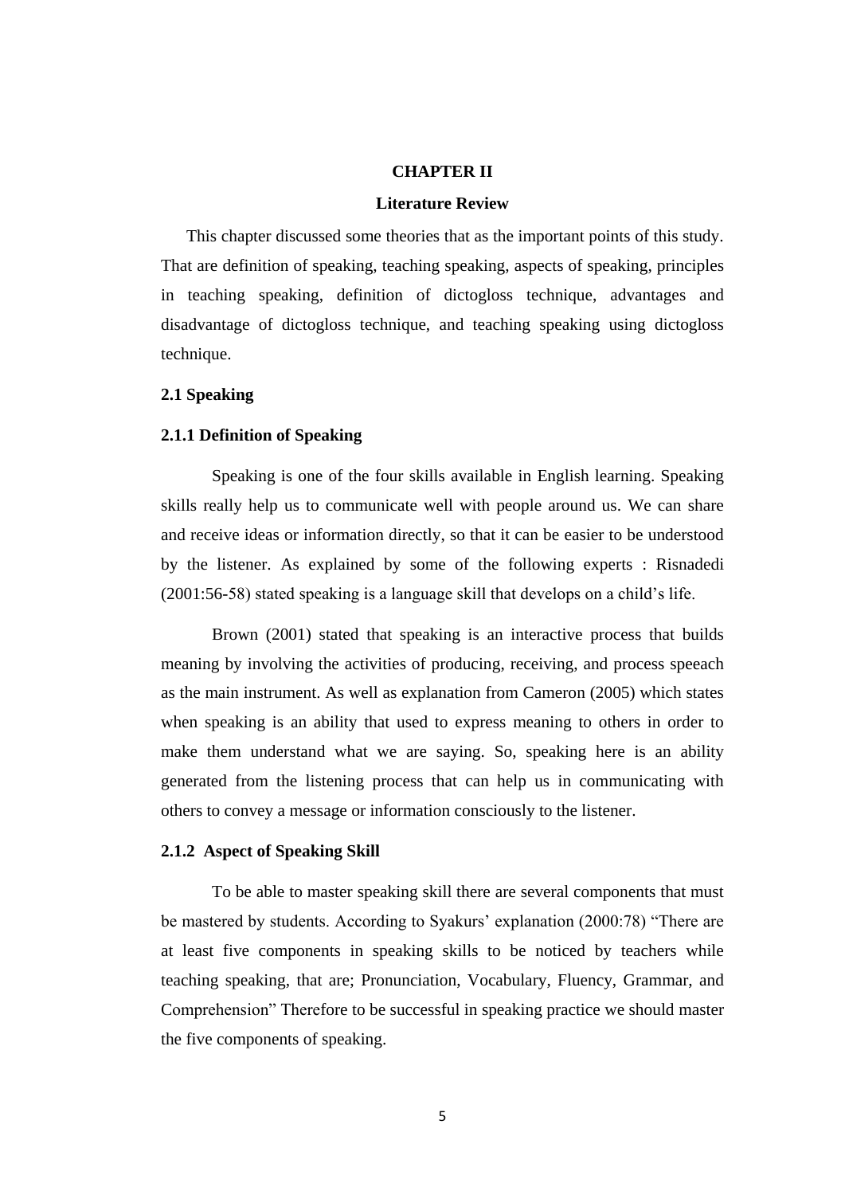# CHAPTER II

# Literature Review

This chapter discussed some theories that as the important points of this study. That are definition of speaking, teaching speaking, aspects of speaking, principles in teaching speaking, definition of dictogloss technique, advantages and disadvantage of dictogloss technique, and teaching speaking using dictogloss technique.

## 2.1 Speaking

### 2.1.1 Definition of Speaking

Speaking is one of the four skills available in English learning. Speaking skills really help us to communicate well with people around us. We can share and receive ideas or information directly, so that it can be easier to be understood by the listener. As explained by some of the following experts : Risnadedi (2001:56-58) stated speaking is a language skill that develops on a child's life.

Brown (2001) stated that speaking is an interactive process that builds meaning by involving the activities of producing, receiving, and process speeach as the main instrument. As well as explanation from Cameron (2005) which states when speaking is an ability that used to express meaning to others in order to make them understand what we are saying. So, speaking here is an ability generated from the listening process that can help us in communicating with others to convey a message or information consciously to the listener.

### 2.1.2 Aspect of Speaking Skill

To be able to master speaking skill there are several components that must be mastered by students. According to Syakurs' explanation (2000:78) "There are at least five components in speaking skills to be noticed by teachers while teaching speaking, that are; Pronunciation, Vocabulary, Fluency, Grammar, and Comprehension" Therefore to be successful in speaking practice we should master the five components of speaking.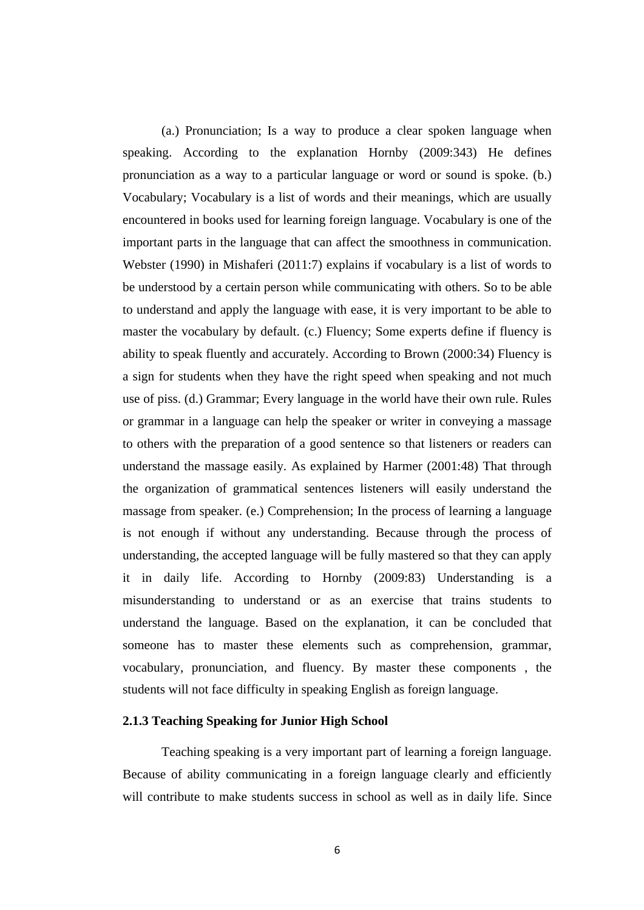(a.) Pronunciation; Is a way to produce a clear spoken language when speaking. According to the explanation Hornby (2009:343) He defines pronunciation as a way to a particular language or word or sound is spoke. (b.) Vocabulary; Vocabulary is a list of words and their meanings, which are usually encountered in books used for learning foreign language. Vocabulary is one of the important parts in the language that can affect the smoothness in communication. Webster (1990) in Mishaferi (2011:7) explains if vocabulary is a list of words to be understood by a certain person while communicating with others. So to be able to understand and apply the language with ease, it is very important to be able to master the vocabulary by default. (c.) Fluency; Some experts define if fluency is ability to speak fluently and accurately. According to Brown (2000:34) Fluency is a sign for students when they have the right speed when speaking and not much use of piss. (d.) Grammar; Every language in the world have their own rule. Rules or grammar in a language can help the speaker or writer in conveying a massage to others with the preparation of a good sentence so that listeners or readers can understand the massage easily. As explained by Harmer (2001:48) That through the organization of grammatical sentences listeners will easily understand the massage from speaker. (e.) Comprehension; In the process of learning a language is not enough if without any understanding. Because through the process of understanding, the accepted language will be fully mastered so that they can apply it in daily life. According to Hornby (2009:83) Understanding is a misunderstanding to understand or as an exercise that trains students to understand the language. Based on the explanation, it can be concluded that someone has to master these elements such as comprehension, grammar, vocabulary, pronunciation, and fluency. By master these components , the students will not face difficulty in speaking English as foreign language.

### 2.1.3 Teaching Speaking for Junior High School

Teaching speaking is a very important part of learning a foreign language. Because of ability communicating in a foreign language clearly and efficiently will contribute to make students success in school as well as in daily life. Since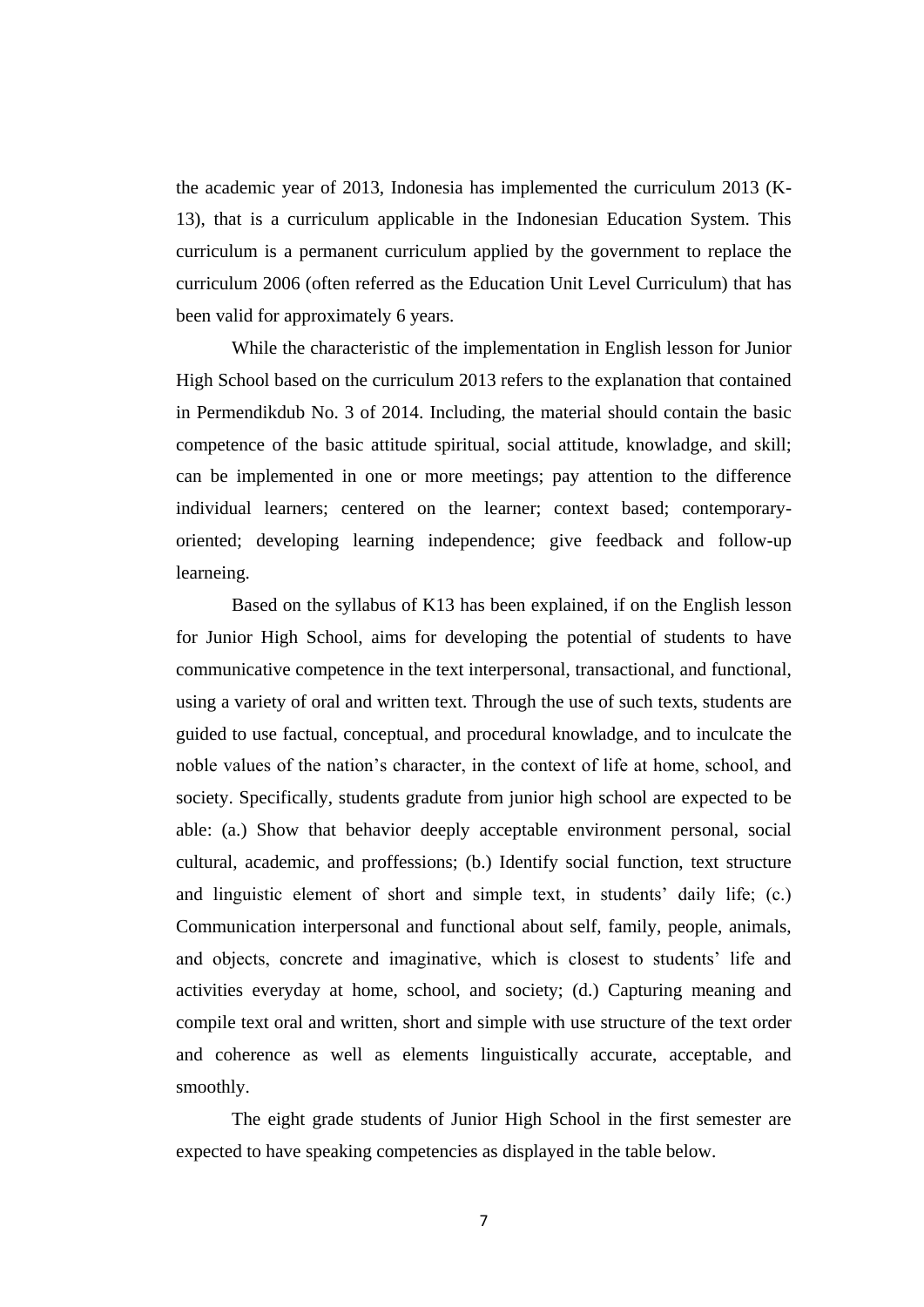the academic year of 2013, Indonesia has implemented the curriculum 2013 (K-13), that is a curriculum applicable in the Indonesian Education System. This curriculum is a permanent curriculum applied by the government to replace the curriculum 2006 (often referred as the Education Unit Level Curriculum) that has been valid for approximately 6 years.

While the characteristic of the implementation in English lesson for Junior High School based on the curriculum 2013 refers to the explanation that contained in Permendikdub No. 3 of 2014. Including, the material should contain the basic competence of the basic attitude spiritual, social attitude, knowladge, and skill; can be implemented in one or more meetings; pay attention to the difference individual learners; centered on the learner; context based; contemporary-oriented; developing learning independence; give feedback and follow-up learneing.

Based on the syllabus of K13 has been explained, if on the English lesson for Junior High School, aims for developing the potential of students to have communicative competence in the text interpersonal, transactional, and functional, using a variety of oral and written text. Through the use of such texts, students are guided to use factual, conceptual, and procedural knowledge, and to inculcate the noble values of the nation's character, in the context of life at home, school, and society. Specifically, students gradute from junior high school are expected to be able: (a.) Show that behavior deeply acceptable environment personal, social cultural, academic, and proffessions; (b.) Identify social function, text structure and linguistic element of short and simple text, in students' daily life; (c.) Communication interpersonal and functional about self, family, people, animals, and objects, concrete and imaginative, which is closest to students' life and activities everyday at home, school, and society; (d.) Capturing meaning and compile text oral and written, short and simple with use structure of the text order and coherence as well as elements linguistically accurate, acceptable, and smoothly.

The eight grade students of Junior High School in the first semester are expected to have speaking competencies as displayed in the table below.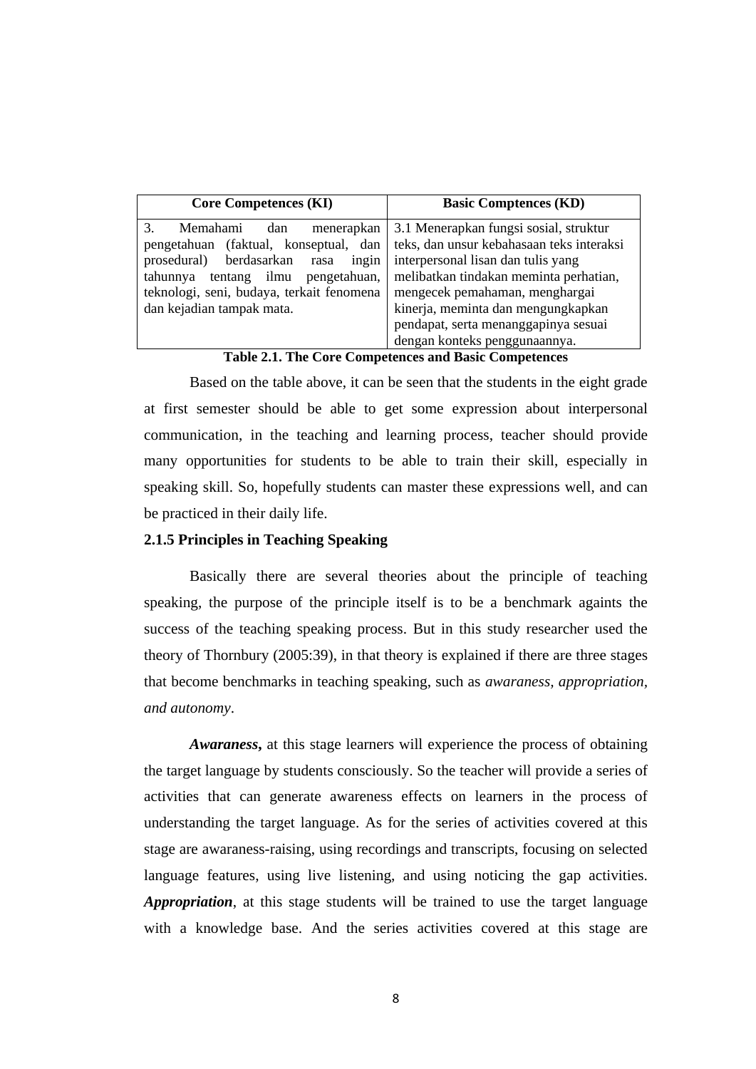| Core Competences (KI) | Basic Comptences (KD) |
| --- | --- |
| 3. Memahami dan menerapkan pengetahuan (faktual, konseptual, dan prosedural) berdasarkan rasa ingin tahunnya tentang ilmu pengetahuan, teknologi, seni, budaya, terkait fenomena dan kejadian tampak mata. | 3.1 Menerapkan fungsi sosial, struktur teks, dan unsur kebahasaan teks interaksi interpersonal lisan dan tulis yang melibatkan tindakan meminta perhatian, mengecek pemahaman, menghargai kinerja, meminta dan mengungkapkan pendapat, serta menanggapinya sesuai dengan konteks penggunaannya. |

**Table 2.1. The Core Competences and Basic Competences**

Based on the table above, it can be seen that the students in the eight grade at first semester should be able to get some expression about interpersonal communication, in the teaching and learning process, teacher should provide many opportunities for students to be able to train their skill, especially in speaking skill. So, hopefully students can master these expressions well, and can be practiced in their daily life.

### 2.1.5 Principles in Teaching Speaking

Basically there are several theories about the principle of teaching speaking, the purpose of the principle itself is to be a benchmark againts the success of the teaching speaking process. But in this study researcher used the theory of Thornbury (2005:39), in that theory is explained if there are three stages that become benchmarks in teaching speaking, such as *awaraness, appropriation, and autonomy*.

***Awaraness,*** at this stage learners will experience the process of obtaining the target language by students consciously. So the teacher will provide a series of activities that can generate awareness effects on learners in the process of understanding the target language. As for the series of activities covered at this stage are awaraness-raising, using recordings and transcripts, focusing on selected language features, using live listening, and using noticing the gap activities. ***Appropriation***, at this stage students will be trained to use the target language with a knowledge base. And the series activities covered at this stage are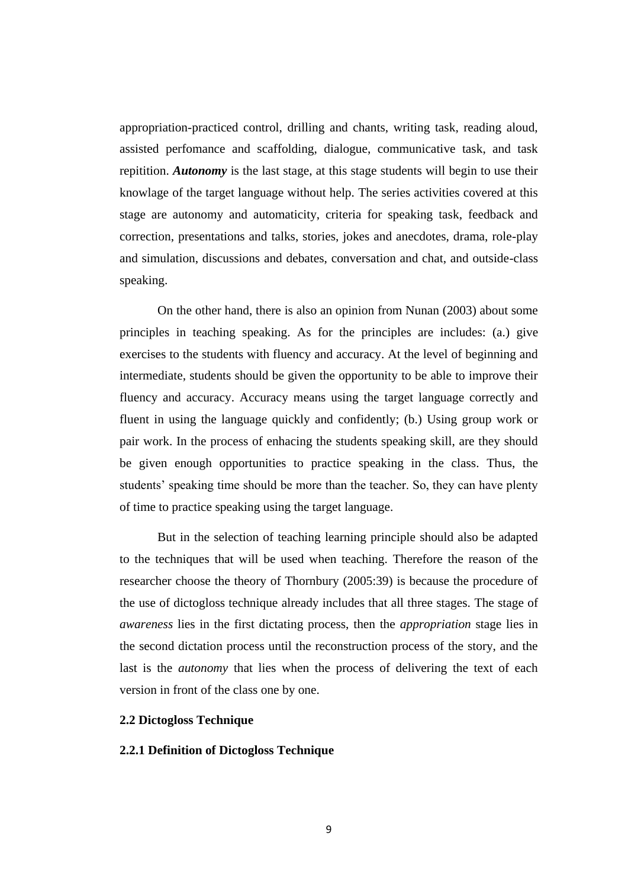appropriation-practiced control, drilling and chants, writing task, reading aloud, assisted perfomance and scaffolding, dialogue, communicative task, and task repitition. ***Autonomy*** is the last stage, at this stage students will begin to use their knowlage of the target language without help. The series activities covered at this stage are autonomy and automaticity, criteria for speaking task, feedback and correction, presentations and talks, stories, jokes and anecdotes, drama, role-play and simulation, discussions and debates, conversation and chat, and outside-class speaking.

On the other hand, there is also an opinion from Nunan (2003) about some principles in teaching speaking. As for the principles are includes: (a.) give exercises to the students with fluency and accuracy. At the level of beginning and intermediate, students should be given the opportunity to be able to improve their fluency and accuracy. Accuracy means using the target language correctly and fluent in using the language quickly and confidently; (b.) Using group work or pair work. In the process of enhacing the students speaking skill, are they should be given enough opportunities to practice speaking in the class. Thus, the students' speaking time should be more than the teacher. So, they can have plenty of time to practice speaking using the target language.

But in the selection of teaching learning principle should also be adapted to the techniques that will be used when teaching. Therefore the reason of the researcher choose the theory of Thornbury (2005:39) is because the procedure of the use of dictogloss technique already includes that all three stages. The stage of *awareness* lies in the first dictating process, then the *appropriation* stage lies in the second dictation process until the reconstruction process of the story, and the last is the *autonomy* that lies when the process of delivering the text of each version in front of the class one by one.

## 2.2 Dictogloss Technique

### 2.2.1 Definition of Dictogloss Technique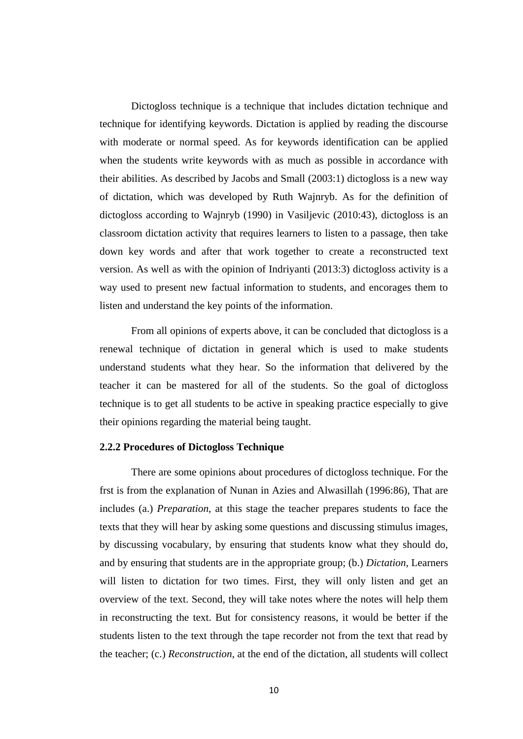Dictogloss technique is a technique that includes dictation technique and technique for identifying keywords. Dictation is applied by reading the discourse with moderate or normal speed. As for keywords identification can be applied when the students write keywords with as much as possible in accordance with their abilities. As described by Jacobs and Small (2003:1) dictogloss is a new way of dictation, which was developed by Ruth Wajnryb. As for the definition of dictogloss according to Wajnryb (1990) in Vasiljevic (2010:43), dictogloss is an classroom dictation activity that requires learners to listen to a passage, then take down key words and after that work together to create a reconstructed text version. As well as with the opinion of Indriyanti (2013:3) dictogloss activity is a way used to present new factual information to students, and encorages them to listen and understand the key points of the information.

From all opinions of experts above, it can be concluded that dictogloss is a renewal technique of dictation in general which is used to make students understand students what they hear. So the information that delivered by the teacher it can be mastered for all of the students. So the goal of dictogloss technique is to get all students to be active in speaking practice especially to give their opinions regarding the material being taught.

### 2.2.2 Procedures of Dictogloss Technique

There are some opinions about procedures of dictogloss technique. For the frst is from the explanation of Nunan in Azies and Alwasillah (1996:86), That are includes (a.) *Preparation*, at this stage the teacher prepares students to face the texts that they will hear by asking some questions and discussing stimulus images, by discussing vocabulary, by ensuring that students know what they should do, and by ensuring that students are in the appropriate group; (b.) *Dictation*, Learners will listen to dictation for two times. First, they will only listen and get an overview of the text. Second, they will take notes where the notes will help them in reconstructing the text. But for consistency reasons, it would be better if the students listen to the text through the tape recorder not from the text that read by the teacher; (c.) *Reconstruction*, at the end of the dictation, all students will collect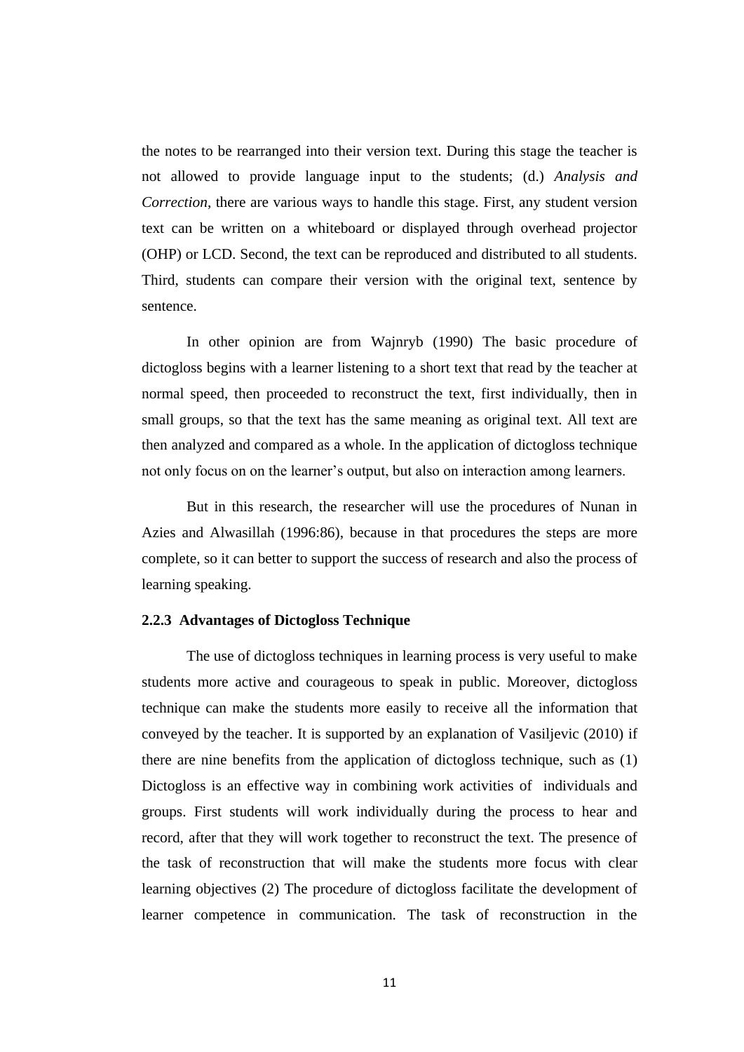the notes to be rearranged into their version text. During this stage the teacher is not allowed to provide language input to the students; (d.) *Analysis and Correction*, there are various ways to handle this stage. First, any student version text can be written on a whiteboard or displayed through overhead projector (OHP) or LCD. Second, the text can be reproduced and distributed to all students. Third, students can compare their version with the original text, sentence by sentence.

In other opinion are from Wajnryb (1990) The basic procedure of dictogloss begins with a learner listening to a short text that read by the teacher at normal speed, then proceeded to reconstruct the text, first individually, then in small groups, so that the text has the same meaning as original text. All text are then analyzed and compared as a whole. In the application of dictogloss technique not only focus on on the learner's output, but also on interaction among learners.

But in this research, the researcher will use the procedures of Nunan in Azies and Alwasillah (1996:86), because in that procedures the steps are more complete, so it can better to support the success of research and also the process of learning speaking.

### 2.2.3 Advantages of Dictogloss Technique

The use of dictogloss techniques in learning process is very useful to make students more active and courageous to speak in public. Moreover, dictogloss technique can make the students more easily to receive all the information that conveyed by the teacher. It is supported by an explanation of Vasiljevic (2010) if there are nine benefits from the application of dictogloss technique, such as (1) Dictogloss is an effective way in combining work activities of individuals and groups. First students will work individually during the process to hear and record, after that they will work together to reconstruct the text. The presence of the task of reconstruction that will make the students more focus with clear learning objectives (2) The procedure of dictogloss facilitate the development of learner competence in communication. The task of reconstruction in the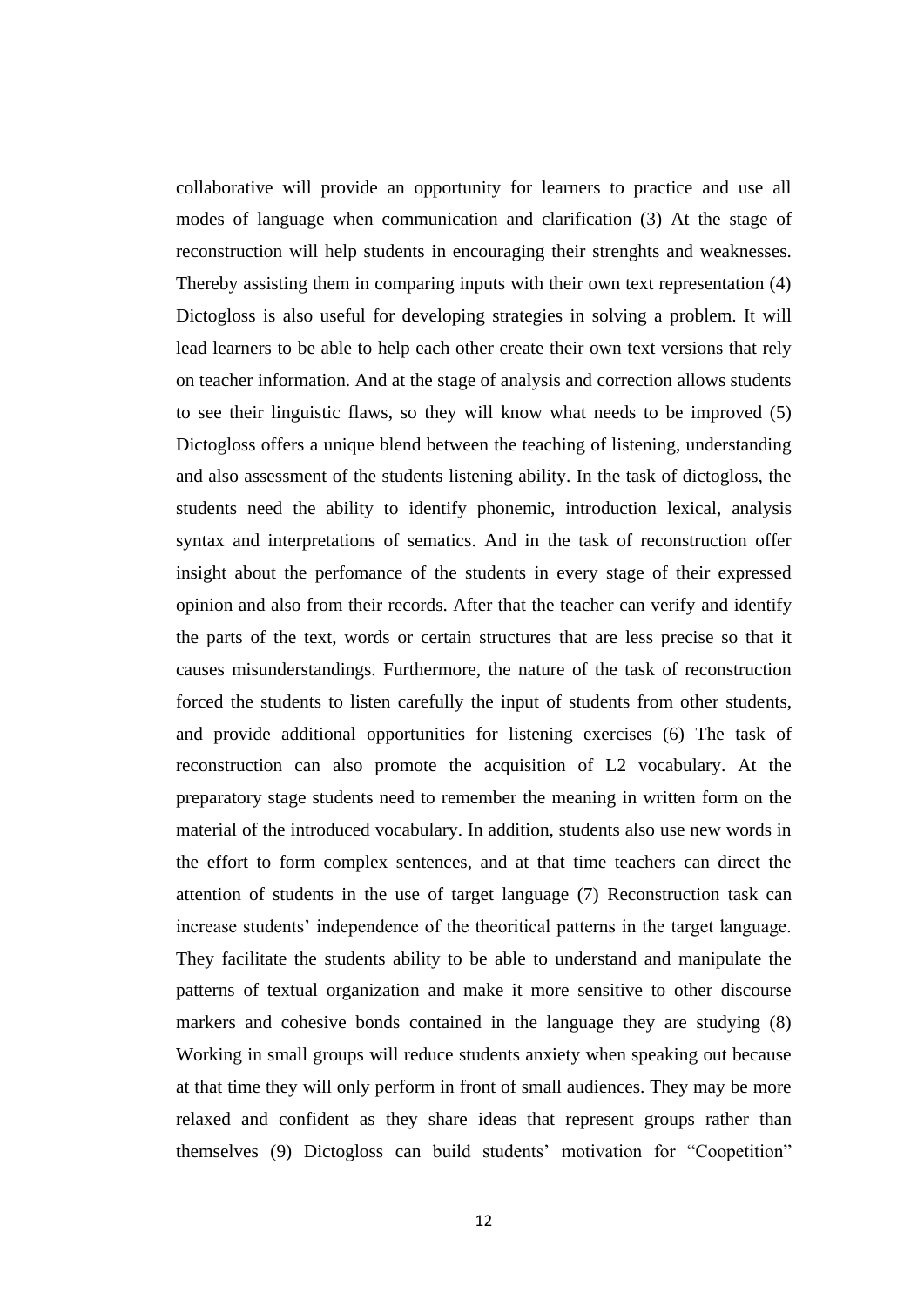collaborative will provide an opportunity for learners to practice and use all modes of language when communication and clarification (3) At the stage of reconstruction will help students in encouraging their strenghts and weaknesses. Thereby assisting them in comparing inputs with their own text representation (4) Dictogloss is also useful for developing strategies in solving a problem. It will lead learners to be able to help each other create their own text versions that rely on teacher information. And at the stage of analysis and correction allows students to see their linguistic flaws, so they will know what needs to be improved (5) Dictogloss offers a unique blend between the teaching of listening, understanding and also assessment of the students listening ability. In the task of dictogloss, the students need the ability to identify phonemic, introduction lexical, analysis syntax and interpretations of sematics. And in the task of reconstruction offer insight about the perfomance of the students in every stage of their expressed opinion and also from their records. After that the teacher can verify and identify the parts of the text, words or certain structures that are less precise so that it causes misunderstandings. Furthermore, the nature of the task of reconstruction forced the students to listen carefully the input of students from other students, and provide additional opportunities for listening exercises (6) The task of reconstruction can also promote the acquisition of L2 vocabulary. At the preparatory stage students need to remember the meaning in written form on the material of the introduced vocabulary. In addition, students also use new words in the effort to form complex sentences, and at that time teachers can direct the attention of students in the use of target language (7) Reconstruction task can increase students' independence of the theoritical patterns in the target language. They facilitate the students ability to be able to understand and manipulate the patterns of textual organization and make it more sensitive to other discourse markers and cohesive bonds contained in the language they are studying (8) Working in small groups will reduce students anxiety when speaking out because at that time they will only perform in front of small audiences. They may be more relaxed and confident as they share ideas that represent groups rather than themselves (9) Dictogloss can build students' motivation for "Coopetition"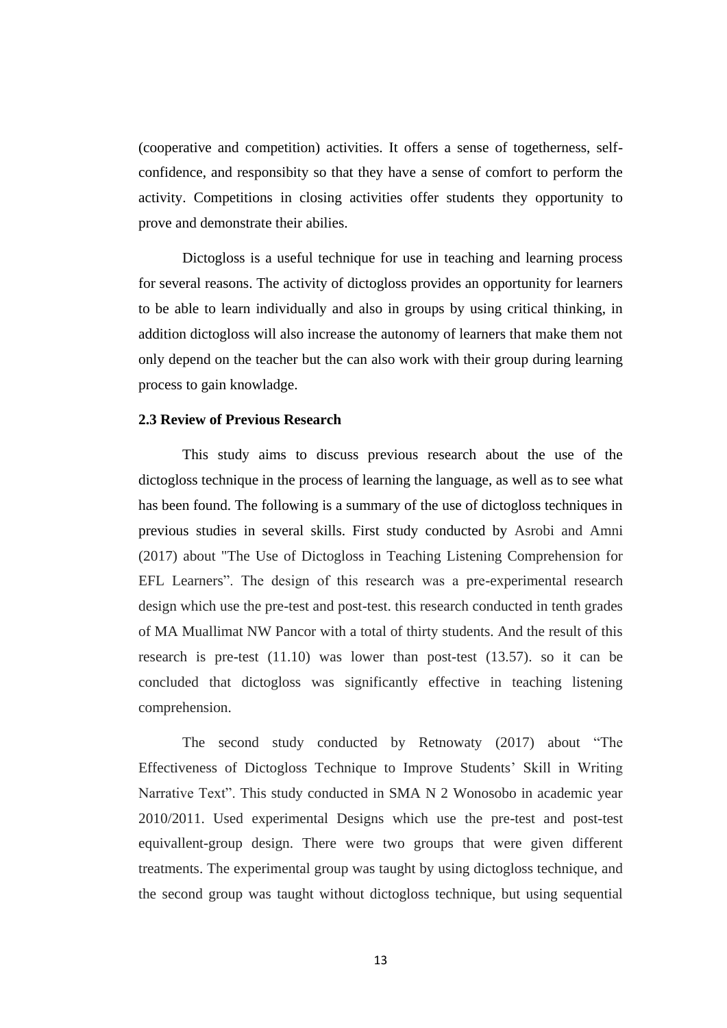(cooperative and competition) activities. It offers a sense of togetherness, self-confidence, and responsibity so that they have a sense of comfort to perform the activity. Competitions in closing activities offer students they opportunity to prove and demonstrate their abilies.

Dictogloss is a useful technique for use in teaching and learning process for several reasons. The activity of dictogloss provides an opportunity for learners to be able to learn individually and also in groups by using critical thinking, in addition dictogloss will also increase the autonomy of learners that make them not only depend on the teacher but the can also work with their group during learning process to gain knowladge.

**2.3 Review of Previous Research**

This study aims to discuss previous research about the use of the dictogloss technique in the process of learning the language, as well as to see what has been found. The following is a summary of the use of dictogloss techniques in previous studies in several skills. First study conducted by Asrobi and Amni (2017) about "The Use of Dictogloss in Teaching Listening Comprehension for EFL Learners". The design of this research was a pre-experimental research design which use the pre-test and post-test. this research conducted in tenth grades of MA Muallimat NW Pancor with a total of thirty students. And the result of this research is pre-test (11.10) was lower than post-test (13.57). so it can be concluded that dictogloss was significantly effective in teaching listening comprehension.

The second study conducted by Retnowaty (2017) about "The Effectiveness of Dictogloss Technique to Improve Students' Skill in Writing Narrative Text". This study conducted in SMA N 2 Wonosobo in academic year 2010/2011. Used experimental Designs which use the pre-test and post-test equivallent-group design. There were two groups that were given different treatments. The experimental group was taught by using dictogloss technique, and the second group was taught without dictogloss technique, but using sequential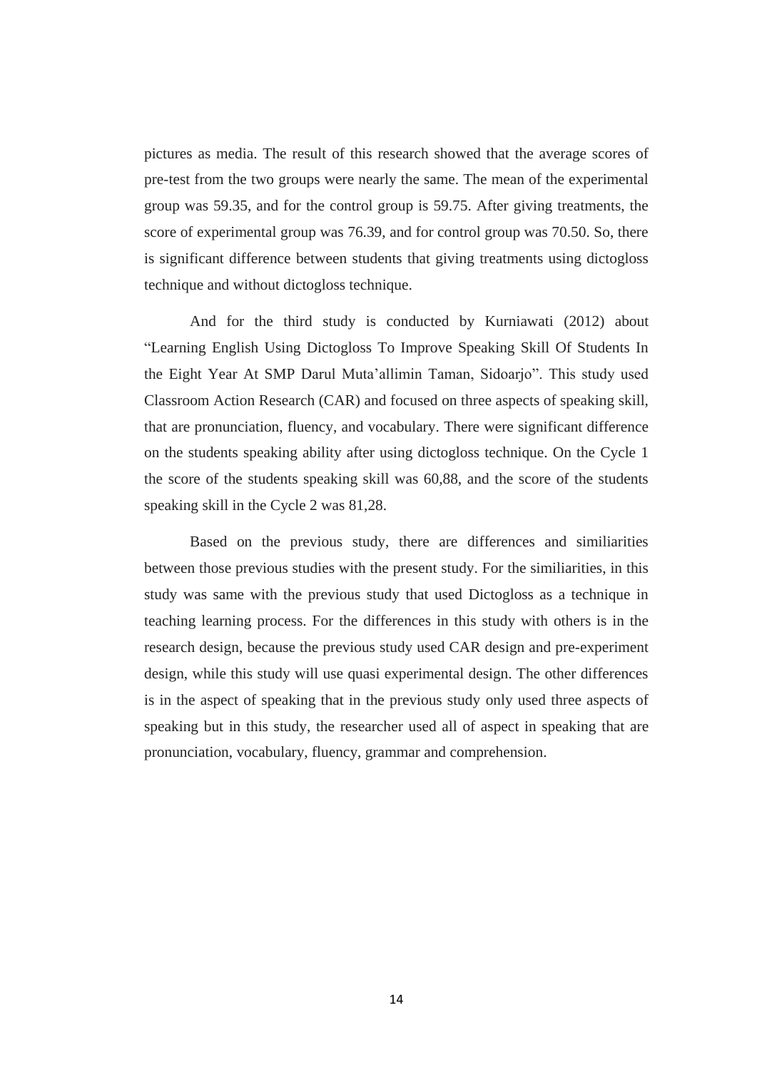pictures as media. The result of this research showed that the average scores of pre-test from the two groups were nearly the same. The mean of the experimental group was 59.35, and for the control group is 59.75. After giving treatments, the score of experimental group was 76.39, and for control group was 70.50. So, there is significant difference between students that giving treatments using dictogloss technique and without dictogloss technique.

And for the third study is conducted by Kurniawati (2012) about "Learning English Using Dictogloss To Improve Speaking Skill Of Students In the Eight Year At SMP Darul Muta'allimin Taman, Sidoarjo". This study used Classroom Action Research (CAR) and focused on three aspects of speaking skill, that are pronunciation, fluency, and vocabulary. There were significant difference on the students speaking ability after using dictogloss technique. On the Cycle 1 the score of the students speaking skill was 60,88, and the score of the students speaking skill in the Cycle 2 was 81,28.

Based on the previous study, there are differences and similiarities between those previous studies with the present study. For the similiarities, in this study was same with the previous study that used Dictogloss as a technique in teaching learning process. For the differences in this study with others is in the research design, because the previous study used CAR design and pre-experiment design, while this study will use quasi experimental design. The other differences is in the aspect of speaking that in the previous study only used three aspects of speaking but in this study, the researcher used all of aspect in speaking that are pronunciation, vocabulary, fluency, grammar and comprehension.